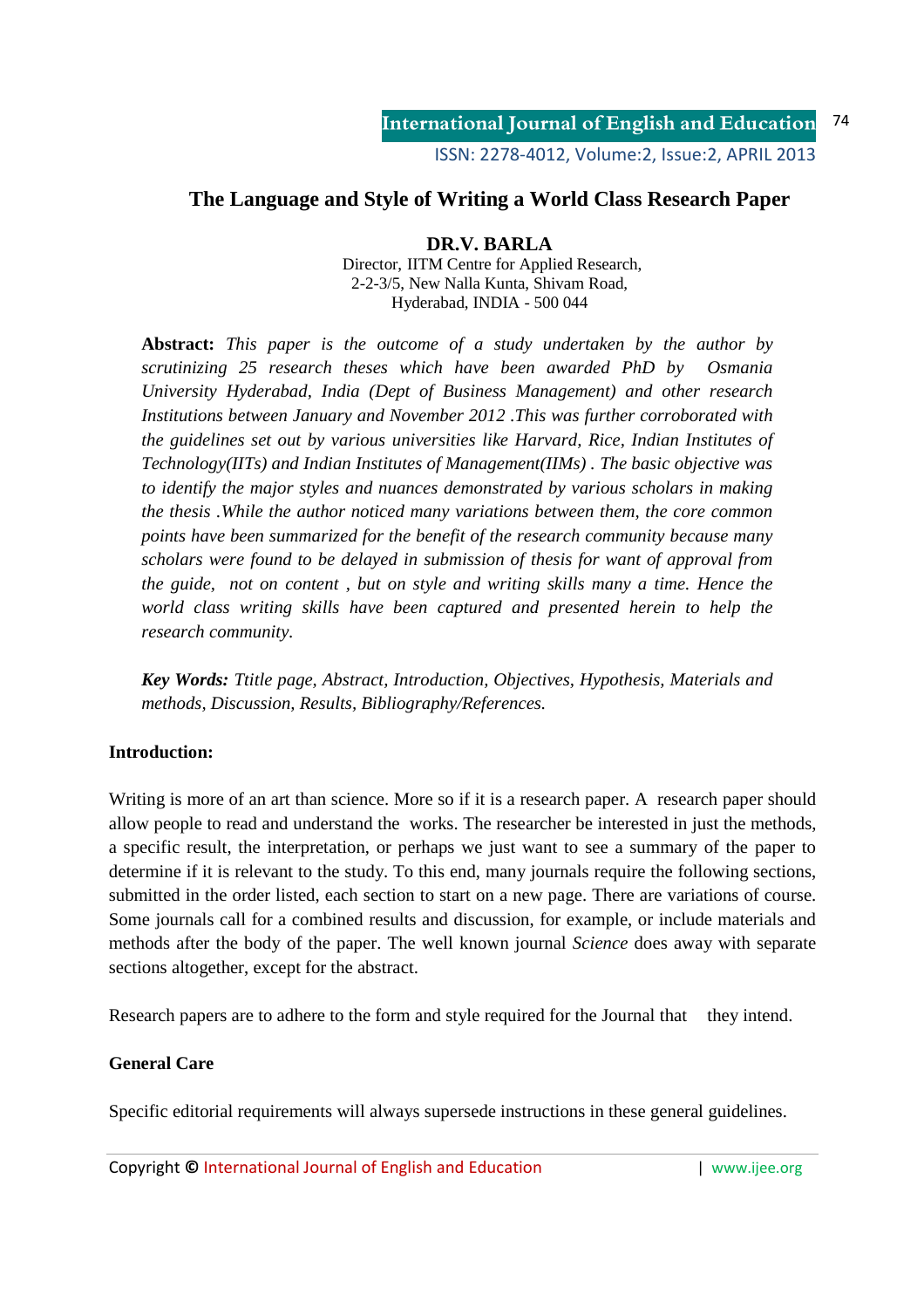# The Language and Style of Writing a World Class Research Paper

**DR.V. BARLA**

Director, IITM Centre for Applied Research,
2-2-3/5, New Nalla Kunta, Shivam Road,
Hyderabad, INDIA - 500 044

**Abstract:** *This paper is the outcome of a study undertaken by the author by scrutinizing 25 research theses which have been awarded PhD by Osmania University Hyderabad, India (Dept of Business Management) and other research Institutions between January and November 2012 .This was further corroborated with the guidelines set out by various universities like Harvard, Rice, Indian Institutes of Technology(IITs) and Indian Institutes of Management(IIMs) . The basic objective was to identify the major styles and nuances demonstrated by various scholars in making the thesis .While the author noticed many variations between them, the core common points have been summarized for the benefit of the research community because many scholars were found to be delayed in submission of thesis for want of approval from the guide, not on content , but on style and writing skills many a time. Hence the world class writing skills have been captured and presented herein to help the research community.*

***Key Words:*** *Ttitle page, Abstract, Introduction, Objectives, Hypothesis, Materials and methods, Discussion, Results, Bibliography/References.*

## Introduction:

Writing is more of an art than science. More so if it is a research paper. A research paper should allow people to read and understand the works. The researcher be interested in just the methods, a specific result, the interpretation, or perhaps we just want to see a summary of the paper to determine if it is relevant to the study. To this end, many journals require the following sections, submitted in the order listed, each section to start on a new page. There are variations of course. Some journals call for a combined results and discussion, for example, or include materials and methods after the body of the paper. The well known journal *Science* does away with separate sections altogether, except for the abstract.

Research papers are to adhere to the form and style required for the Journal that they intend.

## General Care

Specific editorial requirements will always supersede instructions in these general guidelines.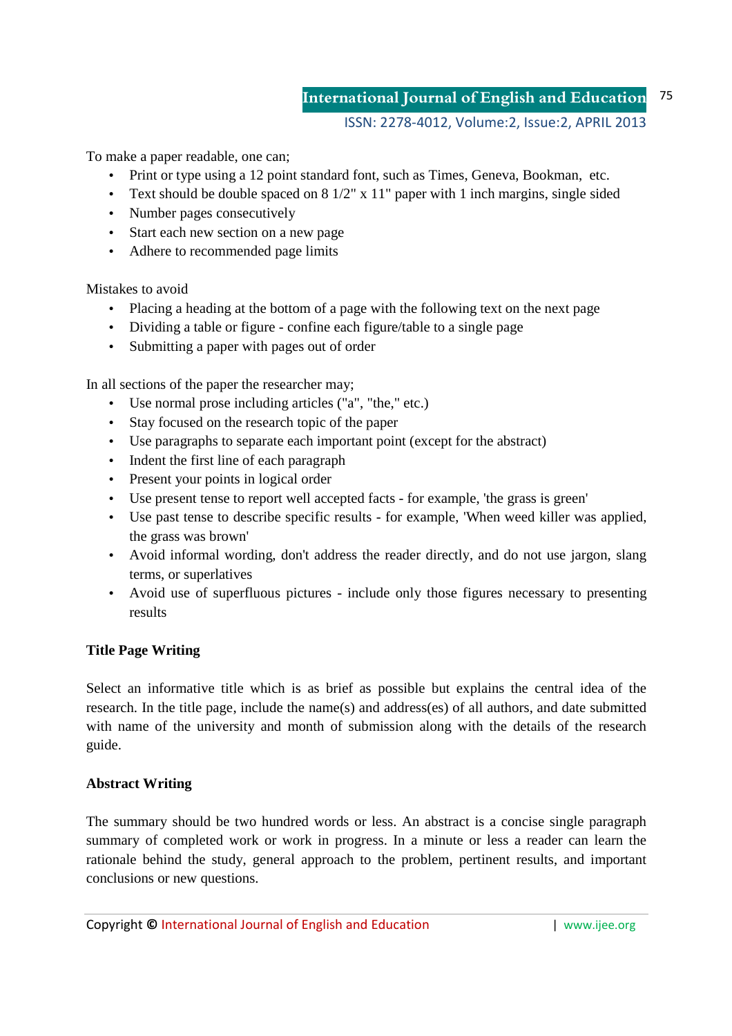To make a paper readable, one can;

- Print or type using a 12 point standard font, such as Times, Geneva, Bookman, etc.
- Text should be double spaced on 8 1/2" x 11" paper with 1 inch margins, single sided
- Number pages consecutively
- Start each new section on a new page
- Adhere to recommended page limits

Mistakes to avoid

- Placing a heading at the bottom of a page with the following text on the next page
- Dividing a table or figure - confine each figure/table to a single page
- Submitting a paper with pages out of order

In all sections of the paper the researcher may;

- Use normal prose including articles ("a", "the," etc.)
- Stay focused on the research topic of the paper
- Use paragraphs to separate each important point (except for the abstract)
- Indent the first line of each paragraph
- Present your points in logical order
- Use present tense to report well accepted facts - for example, 'the grass is green'
- Use past tense to describe specific results - for example, 'When weed killer was applied, the grass was brown'
- Avoid informal wording, don't address the reader directly, and do not use jargon, slang terms, or superlatives
- Avoid use of superfluous pictures - include only those figures necessary to presenting results

**Title Page Writing**

Select an informative title which is as brief as possible but explains the central idea of the research. In the title page, include the name(s) and address(es) of all authors, and date submitted with name of the university and month of submission along with the details of the research guide.

**Abstract Writing**

The summary should be two hundred words or less. An abstract is a concise single paragraph summary of completed work or work in progress. In a minute or less a reader can learn the rationale behind the study, general approach to the problem, pertinent results, and important conclusions or new questions.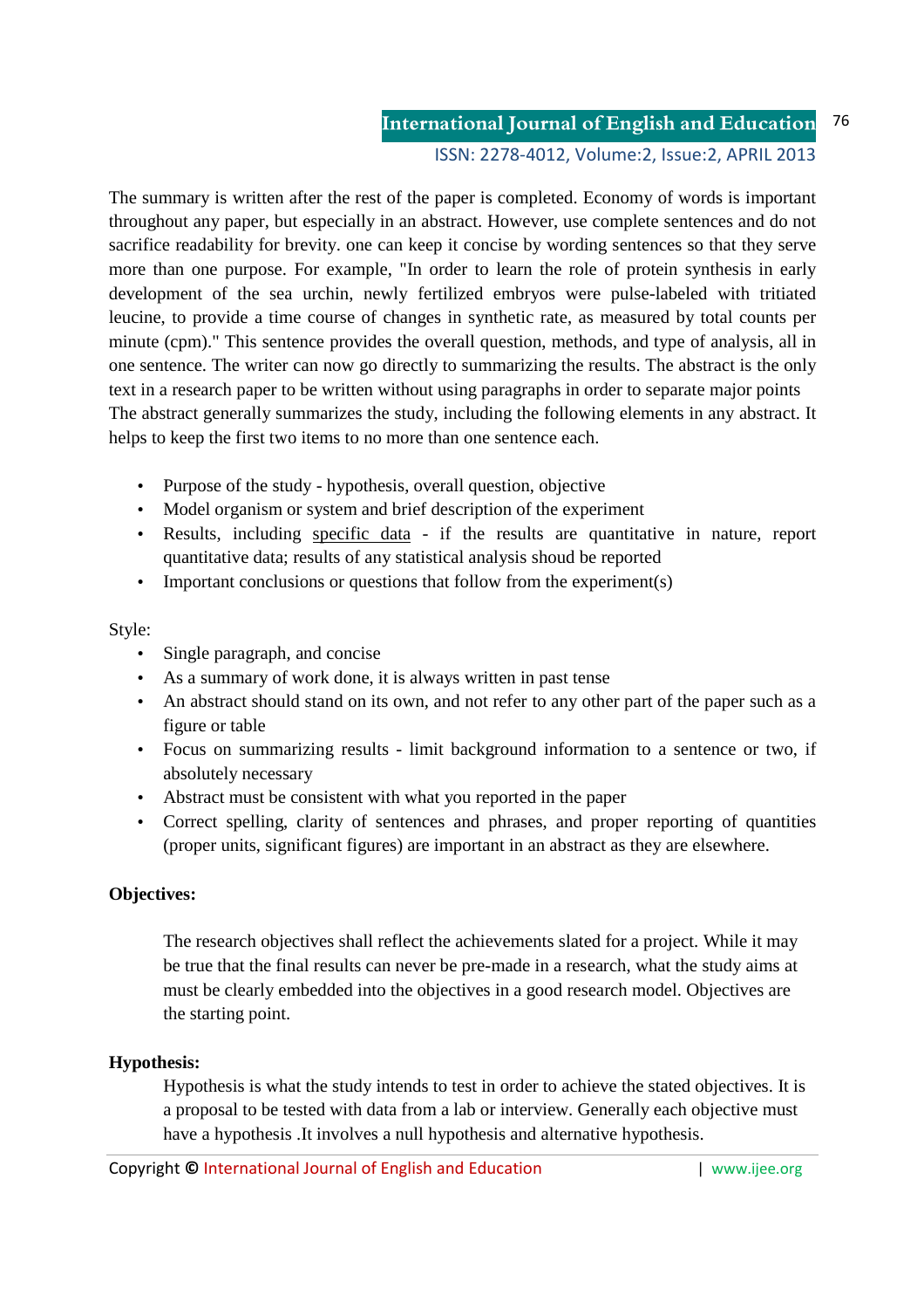The summary is written after the rest of the paper is completed. Economy of words is important throughout any paper, but especially in an abstract. However, use complete sentences and do not sacrifice readability for brevity. one can keep it concise by wording sentences so that they serve more than one purpose. For example, "In order to learn the role of protein synthesis in early development of the sea urchin, newly fertilized embryos were pulse-labeled with tritiated leucine, to provide a time course of changes in synthetic rate, as measured by total counts per minute (cpm)." This sentence provides the overall question, methods, and type of analysis, all in one sentence. The writer can now go directly to summarizing the results. The abstract is the only text in a research paper to be written without using paragraphs in order to separate major points The abstract generally summarizes the study, including the following elements in any abstract. It helps to keep the first two items to no more than one sentence each.

- Purpose of the study - hypothesis, overall question, objective
- Model organism or system and brief description of the experiment
- Results, including specific data - if the results are quantitative in nature, report quantitative data; results of any statistical analysis shoud be reported
- Important conclusions or questions that follow from the experiment(s)

Style:

- Single paragraph, and concise
- As a summary of work done, it is always written in past tense
- An abstract should stand on its own, and not refer to any other part of the paper such as a figure or table
- Focus on summarizing results - limit background information to a sentence or two, if absolutely necessary
- Abstract must be consistent with what you reported in the paper
- Correct spelling, clarity of sentences and phrases, and proper reporting of quantities (proper units, significant figures) are important in an abstract as they are elsewhere.

**Objectives:**

The research objectives shall reflect the achievements slated for a project. While it may be true that the final results can never be pre-made in a research, what the study aims at must be clearly embedded into the objectives in a good research model. Objectives are the starting point.

**Hypothesis:**

Hypothesis is what the study intends to test in order to achieve the stated objectives. It is a proposal to be tested with data from a lab or interview. Generally each objective must have a hypothesis .It involves a null hypothesis and alternative hypothesis.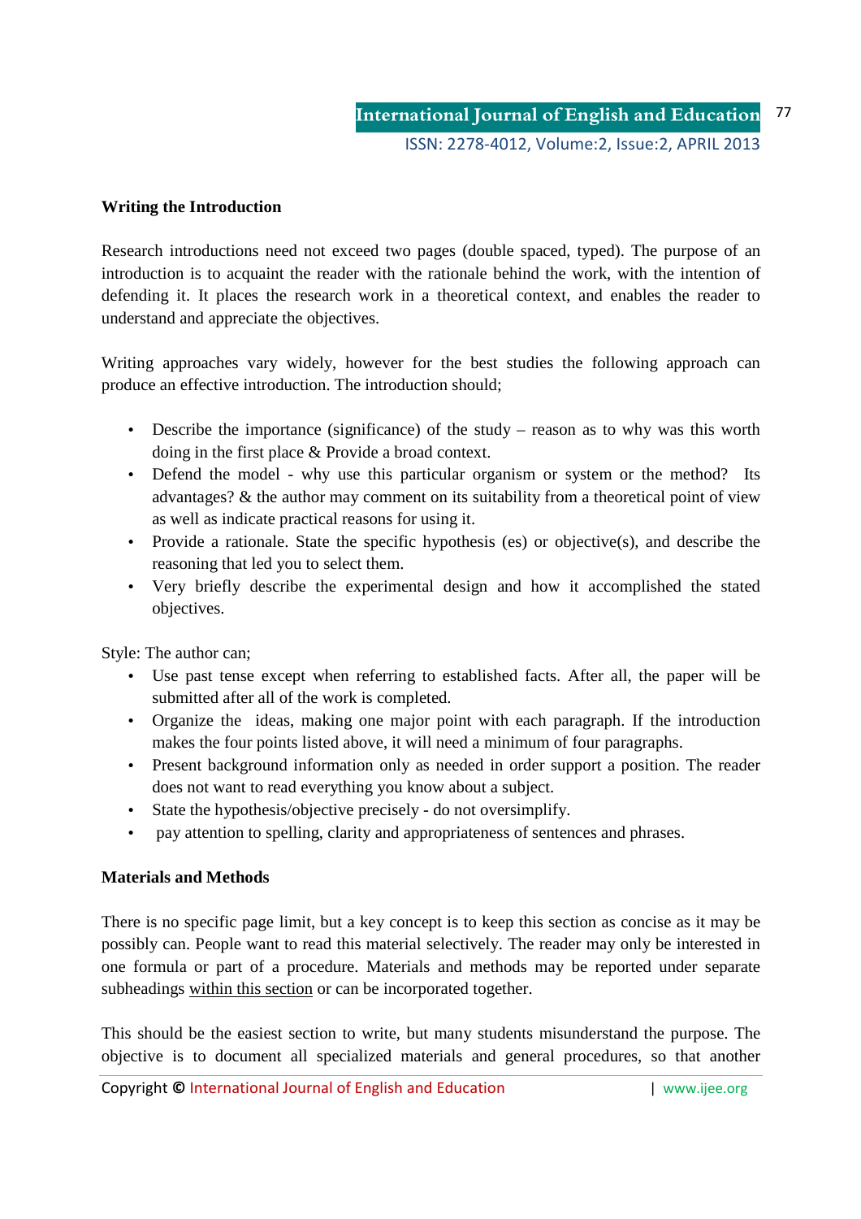**Writing the Introduction**

Research introductions need not exceed two pages (double spaced, typed). The purpose of an introduction is to acquaint the reader with the rationale behind the work, with the intention of defending it. It places the research work in a theoretical context, and enables the reader to understand and appreciate the objectives.

Writing approaches vary widely, however for the best studies the following approach can produce an effective introduction. The introduction should;

- Describe the importance (significance) of the study – reason as to why was this worth doing in the first place & Provide a broad context.
- Defend the model - why use this particular organism or system or the method? Its advantages? & the author may comment on its suitability from a theoretical point of view as well as indicate practical reasons for using it.
- Provide a rationale. State the specific hypothesis (es) or objective(s), and describe the reasoning that led you to select them.
- Very briefly describe the experimental design and how it accomplished the stated objectives.

Style: The author can;

- Use past tense except when referring to established facts. After all, the paper will be submitted after all of the work is completed.
- Organize the ideas, making one major point with each paragraph. If the introduction makes the four points listed above, it will need a minimum of four paragraphs.
- Present background information only as needed in order support a position. The reader does not want to read everything you know about a subject.
- State the hypothesis/objective precisely - do not oversimplify.
- pay attention to spelling, clarity and appropriateness of sentences and phrases.

**Materials and Methods**

There is no specific page limit, but a key concept is to keep this section as concise as it may be possibly can. People want to read this material selectively. The reader may only be interested in one formula or part of a procedure. Materials and methods may be reported under separate subheadings within this section or can be incorporated together.

This should be the easiest section to write, but many students misunderstand the purpose. The objective is to document all specialized materials and general procedures, so that another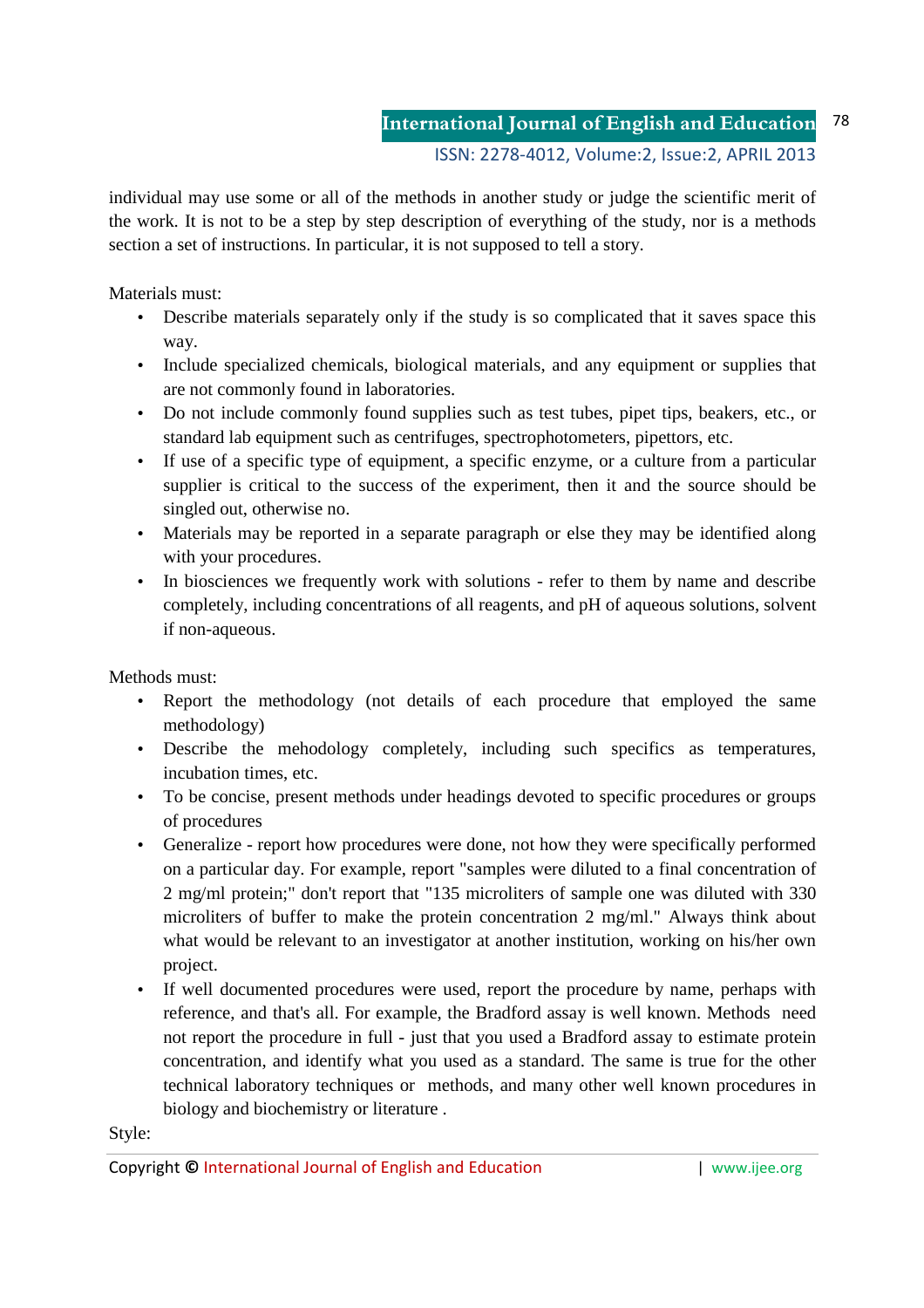individual may use some or all of the methods in another study or judge the scientific merit of the work. It is not to be a step by step description of everything of the study, nor is a methods section a set of instructions. In particular, it is not supposed to tell a story.

Materials must:

- Describe materials separately only if the study is so complicated that it saves space this way.
- Include specialized chemicals, biological materials, and any equipment or supplies that are not commonly found in laboratories.
- Do not include commonly found supplies such as test tubes, pipet tips, beakers, etc., or standard lab equipment such as centrifuges, spectrophotometers, pipettors, etc.
- If use of a specific type of equipment, a specific enzyme, or a culture from a particular supplier is critical to the success of the experiment, then it and the source should be singled out, otherwise no.
- Materials may be reported in a separate paragraph or else they may be identified along with your procedures.
- In biosciences we frequently work with solutions - refer to them by name and describe completely, including concentrations of all reagents, and pH of aqueous solutions, solvent if non-aqueous.

Methods must:

- Report the methodology (not details of each procedure that employed the same methodology)
- Describe the mehodology completely, including such specifics as temperatures, incubation times, etc.
- To be concise, present methods under headings devoted to specific procedures or groups of procedures
- Generalize - report how procedures were done, not how they were specifically performed on a particular day. For example, report "samples were diluted to a final concentration of 2 mg/ml protein;" don't report that "135 microliters of sample one was diluted with 330 microliters of buffer to make the protein concentration 2 mg/ml." Always think about what would be relevant to an investigator at another institution, working on his/her own project.
- If well documented procedures were used, report the procedure by name, perhaps with reference, and that's all. For example, the Bradford assay is well known. Methods need not report the procedure in full - just that you used a Bradford assay to estimate protein concentration, and identify what you used as a standard. The same is true for the other technical laboratory techniques or methods, and many other well known procedures in biology and biochemistry or literature .

Style: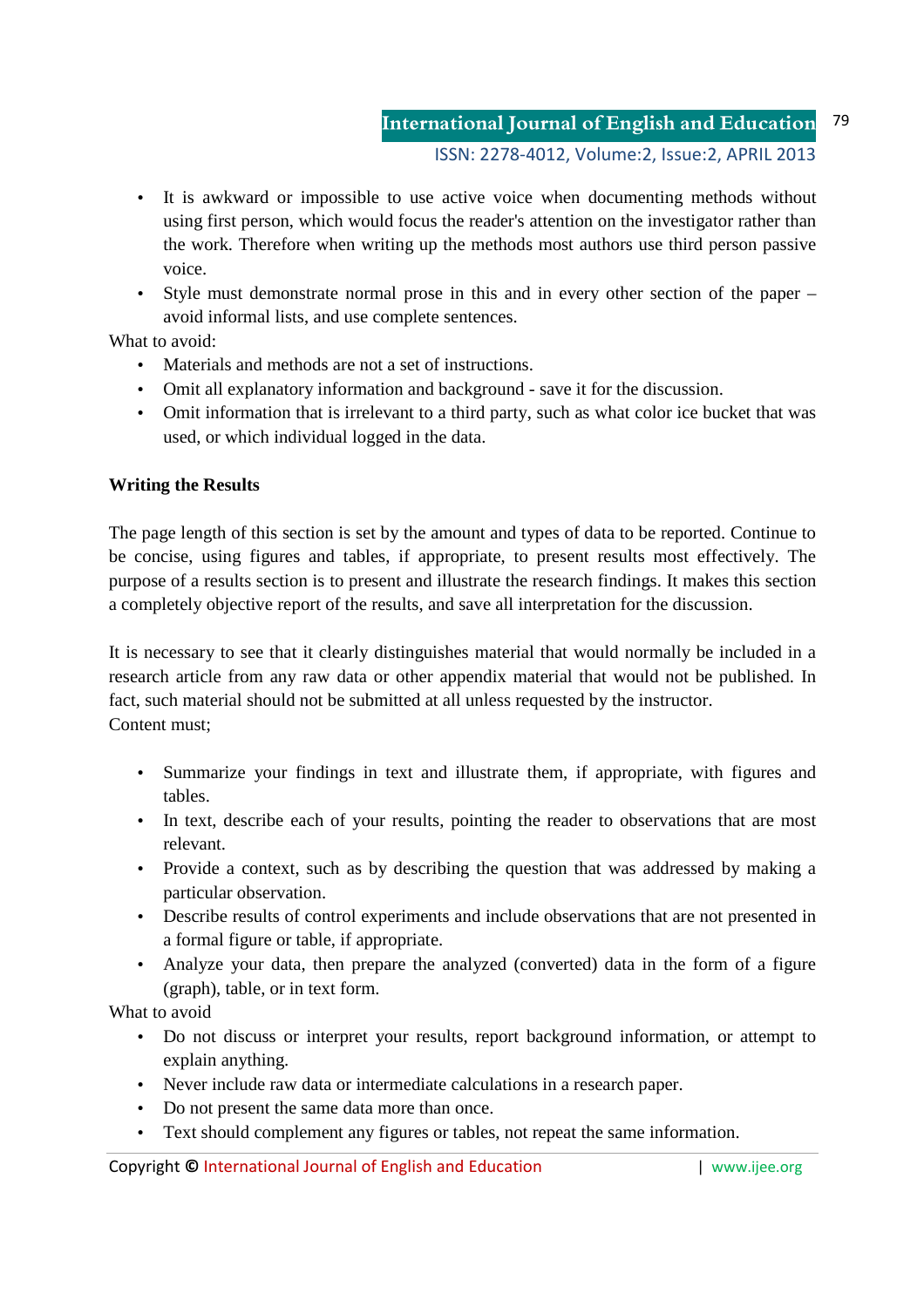- It is awkward or impossible to use active voice when documenting methods without using first person, which would focus the reader's attention on the investigator rather than the work. Therefore when writing up the methods most authors use third person passive voice.
- Style must demonstrate normal prose in this and in every other section of the paper – avoid informal lists, and use complete sentences.

What to avoid:

- Materials and methods are not a set of instructions.
- Omit all explanatory information and background - save it for the discussion.
- Omit information that is irrelevant to a third party, such as what color ice bucket that was used, or which individual logged in the data.

**Writing the Results**

The page length of this section is set by the amount and types of data to be reported. Continue to be concise, using figures and tables, if appropriate, to present results most effectively. The purpose of a results section is to present and illustrate the research findings. It makes this section a completely objective report of the results, and save all interpretation for the discussion.

It is necessary to see that it clearly distinguishes material that would normally be included in a research article from any raw data or other appendix material that would not be published. In fact, such material should not be submitted at all unless requested by the instructor.

Content must;

- Summarize your findings in text and illustrate them, if appropriate, with figures and tables.
- In text, describe each of your results, pointing the reader to observations that are most relevant.
- Provide a context, such as by describing the question that was addressed by making a particular observation.
- Describe results of control experiments and include observations that are not presented in a formal figure or table, if appropriate.
- Analyze your data, then prepare the analyzed (converted) data in the form of a figure (graph), table, or in text form.

What to avoid

- Do not discuss or interpret your results, report background information, or attempt to explain anything.
- Never include raw data or intermediate calculations in a research paper.
- Do not present the same data more than once.
- Text should complement any figures or tables, not repeat the same information.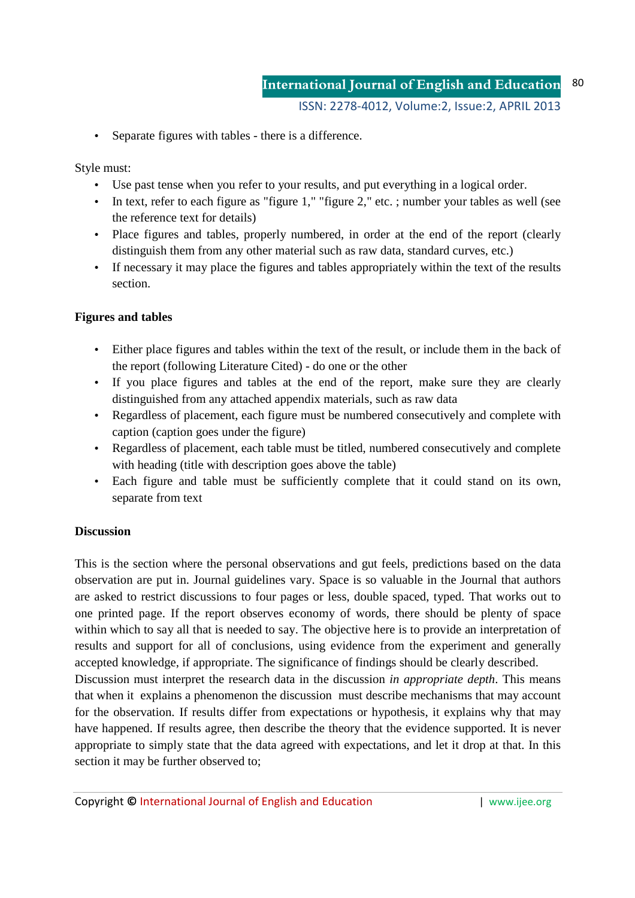- Separate figures with tables - there is a difference.

Style must:

- Use past tense when you refer to your results, and put everything in a logical order.
- In text, refer to each figure as "figure 1," "figure 2," etc. ; number your tables as well (see the reference text for details)
- Place figures and tables, properly numbered, in order at the end of the report (clearly distinguish them from any other material such as raw data, standard curves, etc.)
- If necessary it may place the figures and tables appropriately within the text of the results section.

**Figures and tables**

- Either place figures and tables within the text of the result, or include them in the back of the report (following Literature Cited) - do one or the other
- If you place figures and tables at the end of the report, make sure they are clearly distinguished from any attached appendix materials, such as raw data
- Regardless of placement, each figure must be numbered consecutively and complete with caption (caption goes under the figure)
- Regardless of placement, each table must be titled, numbered consecutively and complete with heading (title with description goes above the table)
- Each figure and table must be sufficiently complete that it could stand on its own, separate from text

**Discussion**

This is the section where the personal observations and gut feels, predictions based on the data observation are put in. Journal guidelines vary. Space is so valuable in the Journal that authors are asked to restrict discussions to four pages or less, double spaced, typed. That works out to one printed page. If the report observes economy of words, there should be plenty of space within which to say all that is needed to say. The objective here is to provide an interpretation of results and support for all of conclusions, using evidence from the experiment and generally accepted knowledge, if appropriate. The significance of findings should be clearly described.
Discussion must interpret the research data in the discussion *in appropriate depth*. This means that when it explains a phenomenon the discussion must describe mechanisms that may account for the observation. If results differ from expectations or hypothesis, it explains why that may have happened. If results agree, then describe the theory that the evidence supported. It is never appropriate to simply state that the data agreed with expectations, and let it drop at that. In this section it may be further observed to;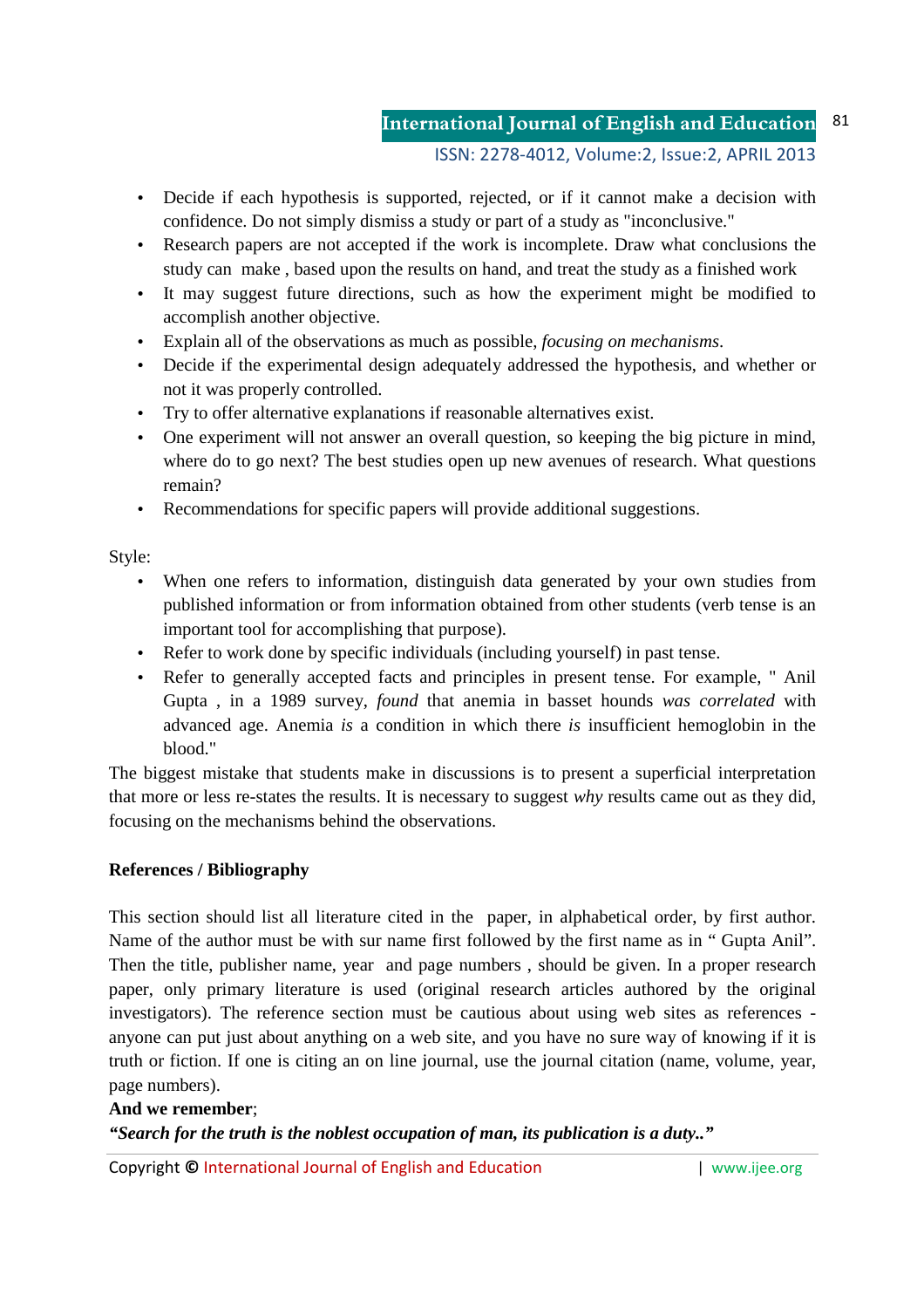- Decide if each hypothesis is supported, rejected, or if it cannot make a decision with confidence. Do not simply dismiss a study or part of a study as "inconclusive."
- Research papers are not accepted if the work is incomplete. Draw what conclusions the study can make , based upon the results on hand, and treat the study as a finished work
- It may suggest future directions, such as how the experiment might be modified to accomplish another objective.
- Explain all of the observations as much as possible, *focusing on mechanisms*.
- Decide if the experimental design adequately addressed the hypothesis, and whether or not it was properly controlled.
- Try to offer alternative explanations if reasonable alternatives exist.
- One experiment will not answer an overall question, so keeping the big picture in mind, where do to go next? The best studies open up new avenues of research. What questions remain?
- Recommendations for specific papers will provide additional suggestions.

Style:

- When one refers to information, distinguish data generated by your own studies from published information or from information obtained from other students (verb tense is an important tool for accomplishing that purpose).
- Refer to work done by specific individuals (including yourself) in past tense.
- Refer to generally accepted facts and principles in present tense. For example, " Anil Gupta , in a 1989 survey, *found* that anemia in basset hounds *was correlated* with advanced age. Anemia *is* a condition in which there *is* insufficient hemoglobin in the blood."

The biggest mistake that students make in discussions is to present a superficial interpretation that more or less re-states the results. It is necessary to suggest *why* results came out as they did, focusing on the mechanisms behind the observations.

**References / Bibliography**

This section should list all literature cited in the paper, in alphabetical order, by first author. Name of the author must be with sur name first followed by the first name as in " Gupta Anil". Then the title, publisher name, year and page numbers , should be given. In a proper research paper, only primary literature is used (original research articles authored by the original investigators). The reference section must be cautious about using web sites as references - anyone can put just about anything on a web site, and you have no sure way of knowing if it is truth or fiction. If one is citing an on line journal, use the journal citation (name, volume, year, page numbers).

**And we remember**;

***"Search for the truth is the noblest occupation of man, its publication is a duty.."***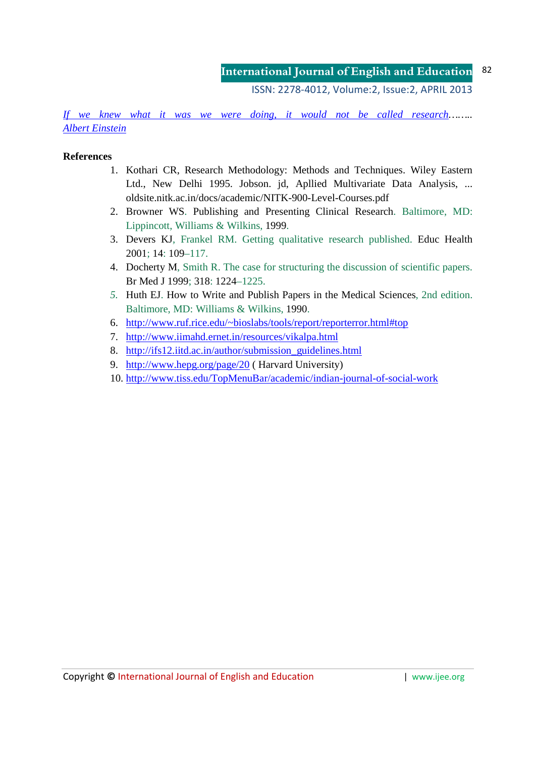*If we knew what it was we were doing, it would not be called research*……..
*Albert Einstein*

**References**

1. Kothari CR, Research Methodology: Methods and Techniques. Wiley Eastern Ltd., New Delhi 1995. Jobson. jd, Apllied Multivariate Data Analysis, ... oldsite.nitk.ac.in/docs/academic/NITK-900-Level-Courses.pdf
2. Browner WS. Publishing and Presenting Clinical Research. Baltimore, MD: Lippincott, Williams & Wilkins, 1999.
3. Devers KJ, Frankel RM. Getting qualitative research published. Educ Health 2001; 14: 109–117.
4. Docherty M, Smith R. The case for structuring the discussion of scientific papers. Br Med J 1999; 318: 1224–1225.
5. Huth EJ. How to Write and Publish Papers in the Medical Sciences, 2nd edition. Baltimore, MD: Williams & Wilkins, 1990.
6. http://www.ruf.rice.edu/~bioslabs/tools/report/reporterror.html#top
7. http://www.iimahd.ernet.in/resources/vikalpa.html
8. http://ifs12.iitd.ac.in/author/submission_guidelines.html
9. http://www.hepg.org/page/20 ( Harvard University)
10. http://www.tiss.edu/TopMenuBar/academic/indian-journal-of-social-work